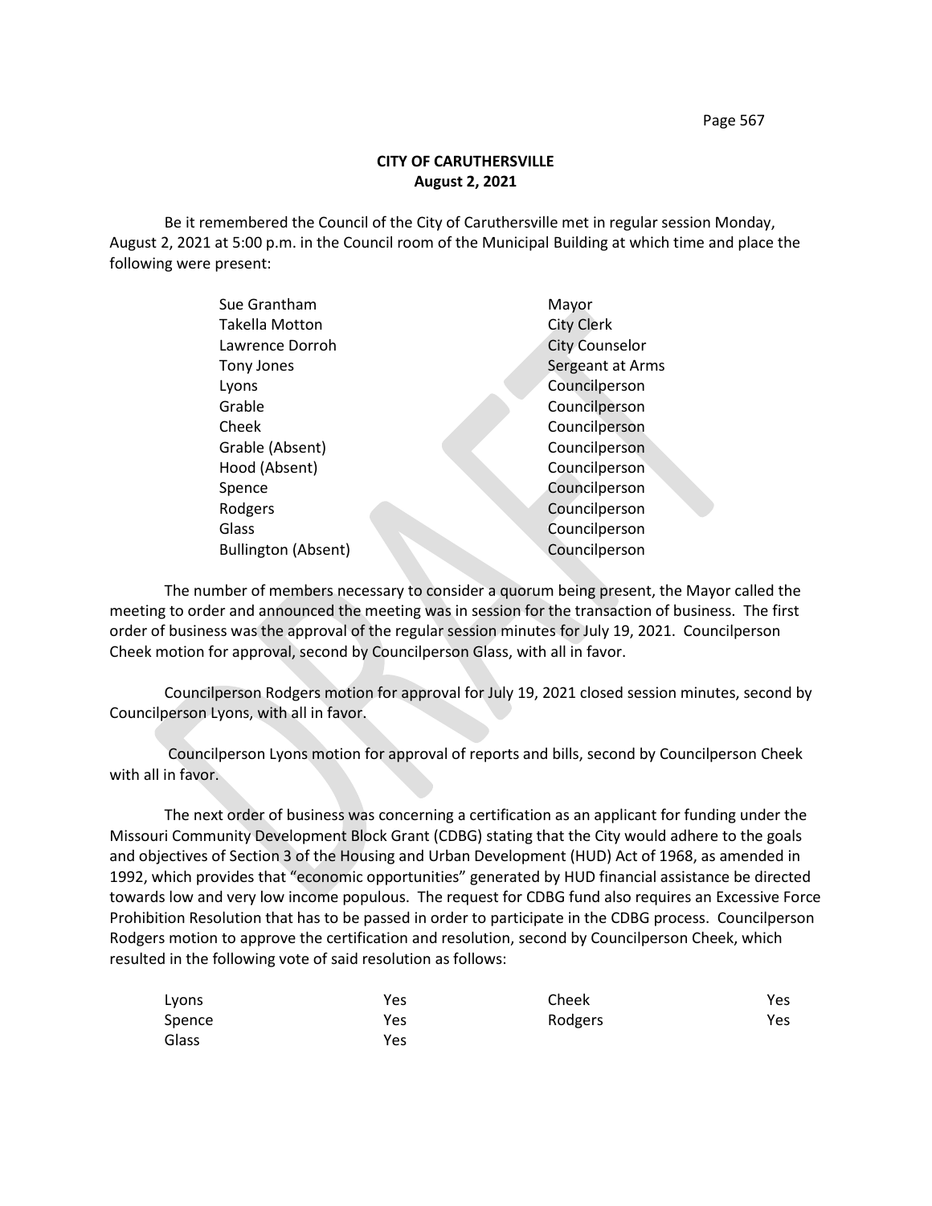**CITY OF CARUTHERSVILLE**
**August 2, 2021**

Be it remembered the Council of the City of Caruthersville met in regular session Monday, August 2, 2021 at 5:00 p.m. in the Council room of the Municipal Building at which time and place the following were present:

| | |
|---|---|
| Sue Grantham | Mayor |
| Takella Motton | City Clerk |
| Lawrence Dorroh | City Counselor |
| Tony Jones | Sergeant at Arms |
| Lyons | Councilperson |
| Grable | Councilperson |
| Cheek | Councilperson |
| Grable (Absent) | Councilperson |
| Hood (Absent) | Councilperson |
| Spence | Councilperson |
| Rodgers | Councilperson |
| Glass | Councilperson |
| Bullington (Absent) | Councilperson |

The number of members necessary to consider a quorum being present, the Mayor called the meeting to order and announced the meeting was in session for the transaction of business. The first order of business was the approval of the regular session minutes for July 19, 2021. Councilperson Cheek motion for approval, second by Councilperson Glass, with all in favor.

Councilperson Rodgers motion for approval for July 19, 2021 closed session minutes, second by Councilperson Lyons, with all in favor.

Councilperson Lyons motion for approval of reports and bills, second by Councilperson Cheek with all in favor.

The next order of business was concerning a certification as an applicant for funding under the Missouri Community Development Block Grant (CDBG) stating that the City would adhere to the goals and objectives of Section 3 of the Housing and Urban Development (HUD) Act of 1968, as amended in 1992, which provides that "economic opportunities" generated by HUD financial assistance be directed towards low and very low income populous. The request for CDBG fund also requires an Excessive Force Prohibition Resolution that has to be passed in order to participate in the CDBG process. Councilperson Rodgers motion to approve the certification and resolution, second by Councilperson Cheek, which resulted in the following vote of said resolution as follows:

| | | | |
|---|---|---|---|
| Lyons | Yes | Cheek | Yes |
| Spence | Yes | Rodgers | Yes |
| Glass | Yes | | |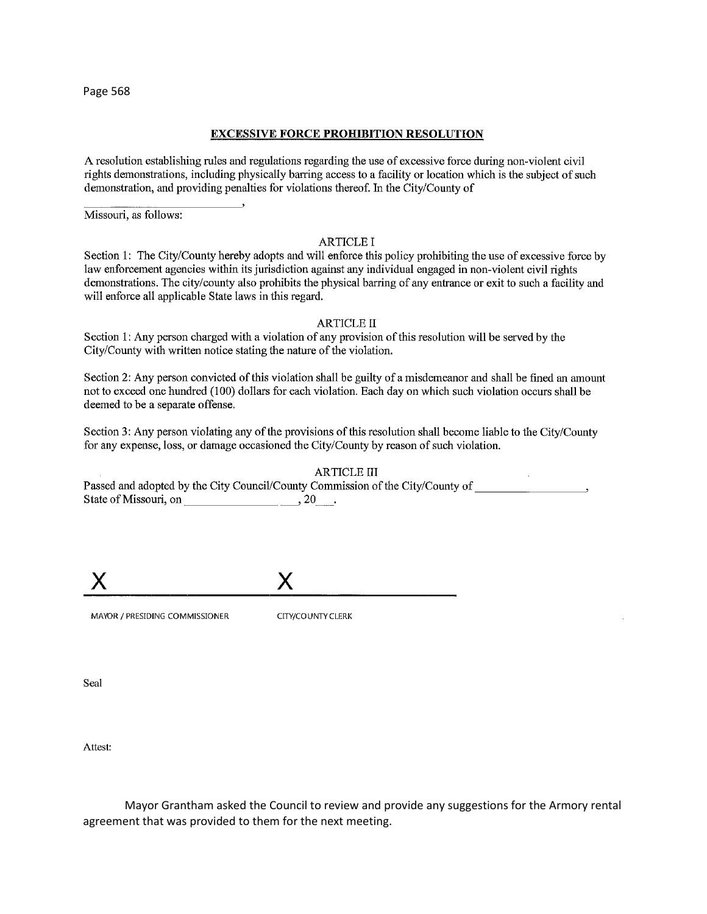## EXCESSIVE FORCE PROHIBITION RESOLUTION

A resolution establishing rules and regulations regarding the use of excessive force during non-violent civil rights demonstrations, including physically barring access to a facility or location which is the subject of such demonstration, and providing penalties for violations thereof. In the City/County of

\_\_\_\_\_\_\_\_\_\_\_\_\_\_\_\_\_\_\_\_\_\_\_\_\_\_\_\_\_\_,
Missouri, as follows:

### ARTICLE I

Section 1: The City/County hereby adopts and will enforce this policy prohibiting the use of excessive force by law enforcement agencies within its jurisdiction against any individual engaged in non-violent civil rights demonstrations. The city/county also prohibits the physical barring of any entrance or exit to such a facility and will enforce all applicable State laws in this regard.

### ARTICLE II

Section 1: Any person charged with a violation of any provision of this resolution will be served by the City/County with written notice stating the nature of the violation.

Section 2: Any person convicted of this violation shall be guilty of a misdemeanor and shall be fined an amount not to exceed one hundred (100) dollars for each violation. Each day on which such violation occurs shall be deemed to be a separate offense.

Section 3: Any person violating any of the provisions of this resolution shall become liable to the City/County for any expense, loss, or damage occasioned the City/County by reason of such violation.

### ARTICLE III

Passed and adopted by the City Council/County Commission of the City/County of \_\_\_\_\_\_\_\_\_\_\_\_\_\_\_\_\_\_\_\_,
State of Missouri, on \_\_\_\_\_\_\_\_\_\_\_\_\_\_\_\_\_\_\_\_, 20\_\_\_.

X \_\_\_\_\_\_\_\_\_\_\_\_\_\_\_\_\_\_\_\_\_\_\_\_ X \_\_\_\_\_\_\_\_\_\_\_\_\_\_\_\_\_\_\_\_\_\_\_\_

MAYOR / PRESIDING COMMISSIONER CITY/COUNTY CLERK

Seal

Attest:

Mayor Grantham asked the Council to review and provide any suggestions for the Armory rental agreement that was provided to them for the next meeting.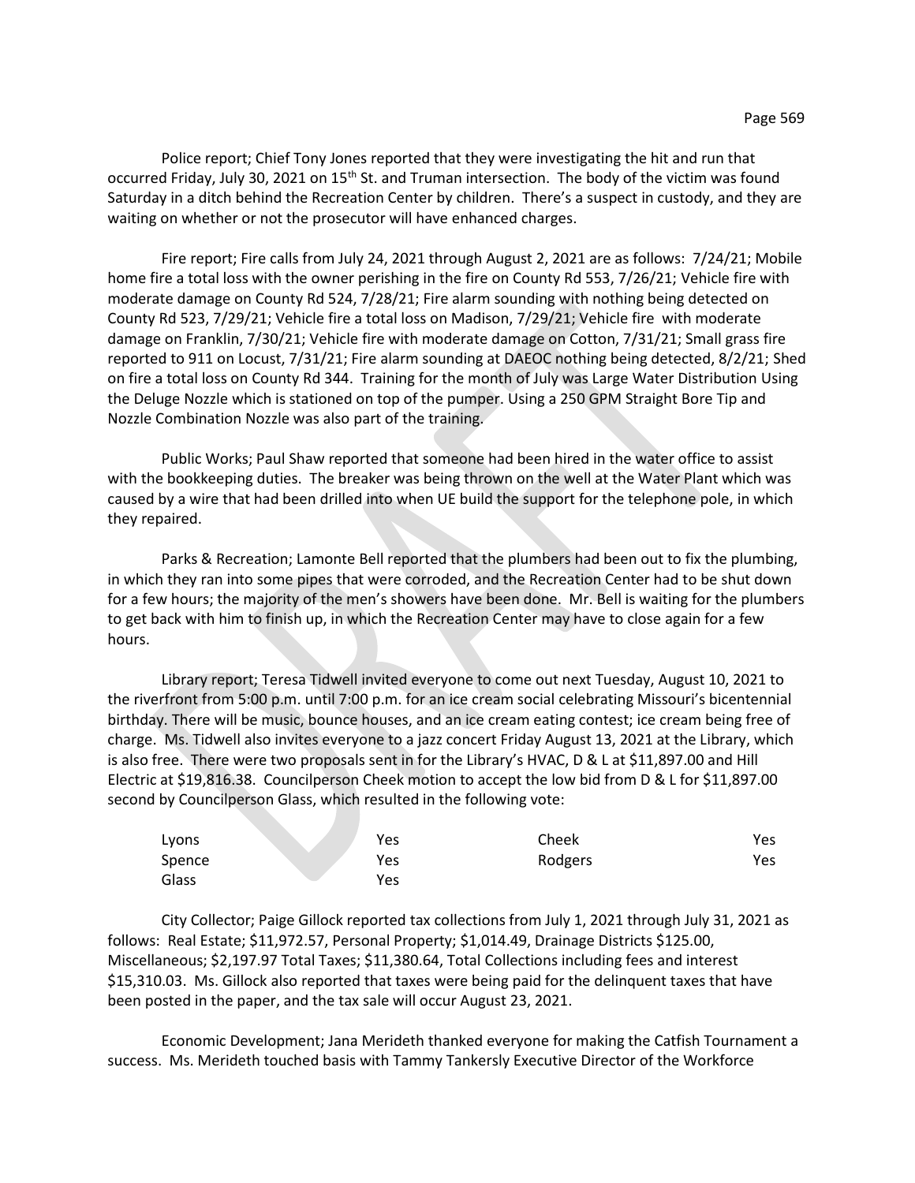Police report; Chief Tony Jones reported that they were investigating the hit and run that occurred Friday, July 30, 2021 on 15th St. and Truman intersection. The body of the victim was found Saturday in a ditch behind the Recreation Center by children. There's a suspect in custody, and they are waiting on whether or not the prosecutor will have enhanced charges.

Fire report; Fire calls from July 24, 2021 through August 2, 2021 are as follows: 7/24/21; Mobile home fire a total loss with the owner perishing in the fire on County Rd 553, 7/26/21; Vehicle fire with moderate damage on County Rd 524, 7/28/21; Fire alarm sounding with nothing being detected on County Rd 523, 7/29/21; Vehicle fire a total loss on Madison, 7/29/21; Vehicle fire with moderate damage on Franklin, 7/30/21; Vehicle fire with moderate damage on Cotton, 7/31/21; Small grass fire reported to 911 on Locust, 7/31/21; Fire alarm sounding at DAEOC nothing being detected, 8/2/21; Shed on fire a total loss on County Rd 344. Training for the month of July was Large Water Distribution Using the Deluge Nozzle which is stationed on top of the pumper. Using a 250 GPM Straight Bore Tip and Nozzle Combination Nozzle was also part of the training.

Public Works; Paul Shaw reported that someone had been hired in the water office to assist with the bookkeeping duties. The breaker was being thrown on the well at the Water Plant which was caused by a wire that had been drilled into when UE build the support for the telephone pole, in which they repaired.

Parks & Recreation; Lamonte Bell reported that the plumbers had been out to fix the plumbing, in which they ran into some pipes that were corroded, and the Recreation Center had to be shut down for a few hours; the majority of the men's showers have been done. Mr. Bell is waiting for the plumbers to get back with him to finish up, in which the Recreation Center may have to close again for a few hours.

Library report; Teresa Tidwell invited everyone to come out next Tuesday, August 10, 2021 to the riverfront from 5:00 p.m. until 7:00 p.m. for an ice cream social celebrating Missouri's bicentennial birthday. There will be music, bounce houses, and an ice cream eating contest; ice cream being free of charge. Ms. Tidwell also invites everyone to a jazz concert Friday August 13, 2021 at the Library, which is also free. There were two proposals sent in for the Library's HVAC, D & L at $11,897.00 and Hill Electric at $19,816.38. Councilperson Cheek motion to accept the low bid from D & L for $11,897.00 second by Councilperson Glass, which resulted in the following vote:

| | | | |
|---|---|---|---|
| Lyons | Yes | Cheek | Yes |
| Spence | Yes | Rodgers | Yes |
| Glass | Yes | | |

City Collector; Paige Gillock reported tax collections from July 1, 2021 through July 31, 2021 as follows: Real Estate; $11,972.57, Personal Property; $1,014.49, Drainage Districts $125.00, Miscellaneous; $2,197.97 Total Taxes; $11,380.64, Total Collections including fees and interest $15,310.03. Ms. Gillock also reported that taxes were being paid for the delinquent taxes that have been posted in the paper, and the tax sale will occur August 23, 2021.

Economic Development; Jana Merideth thanked everyone for making the Catfish Tournament a success. Ms. Merideth touched basis with Tammy Tankersly Executive Director of the Workforce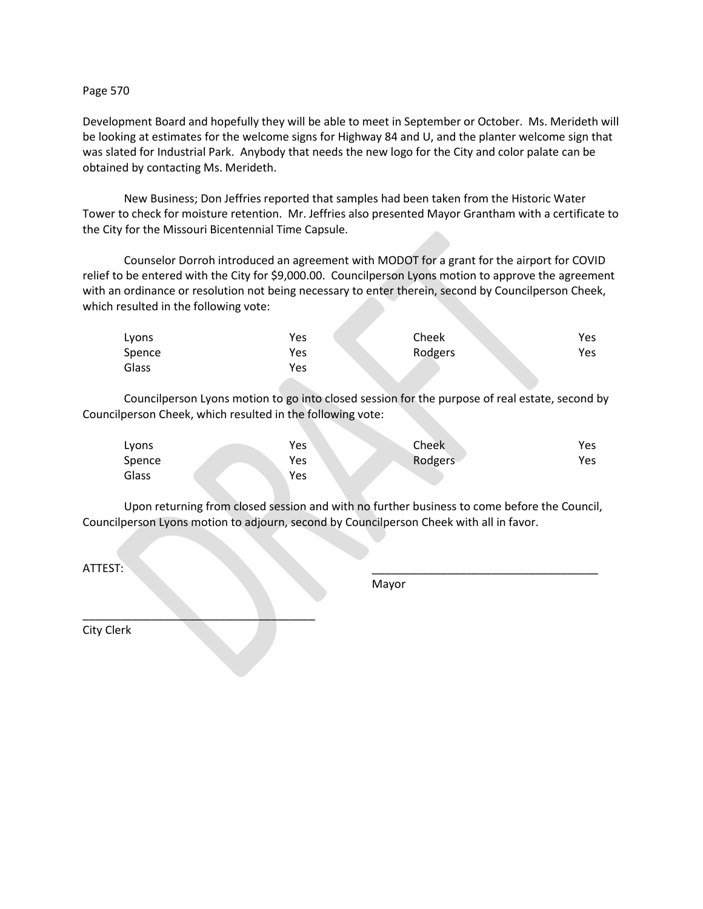Development Board and hopefully they will be able to meet in September or October. Ms. Merideth will be looking at estimates for the welcome signs for Highway 84 and U, and the planter welcome sign that was slated for Industrial Park. Anybody that needs the new logo for the City and color palate can be obtained by contacting Ms. Merideth.

New Business; Don Jeffries reported that samples had been taken from the Historic Water Tower to check for moisture retention. Mr. Jeffries also presented Mayor Grantham with a certificate to the City for the Missouri Bicentennial Time Capsule.

Counselor Dorroh introduced an agreement with MODOT for a grant for the airport for COVID relief to be entered with the City for $9,000.00. Councilperson Lyons motion to approve the agreement with an ordinance or resolution not being necessary to enter therein, second by Councilperson Cheek, which resulted in the following vote:

| | | | |
|---|---|---|---|
| Lyons | Yes | Cheek | Yes |
| Spence | Yes | Rodgers | Yes |
| Glass | Yes | | |

Councilperson Lyons motion to go into closed session for the purpose of real estate, second by Councilperson Cheek, which resulted in the following vote:

| | | | |
|---|---|---|---|
| Lyons | Yes | Cheek | Yes |
| Spence | Yes | Rodgers | Yes |
| Glass | Yes | | |

Upon returning from closed session and with no further business to come before the Council, Councilperson Lyons motion to adjourn, second by Councilperson Cheek with all in favor.

ATTEST: ____________________________________
Mayor

____________________________________
City Clerk

DRAFT